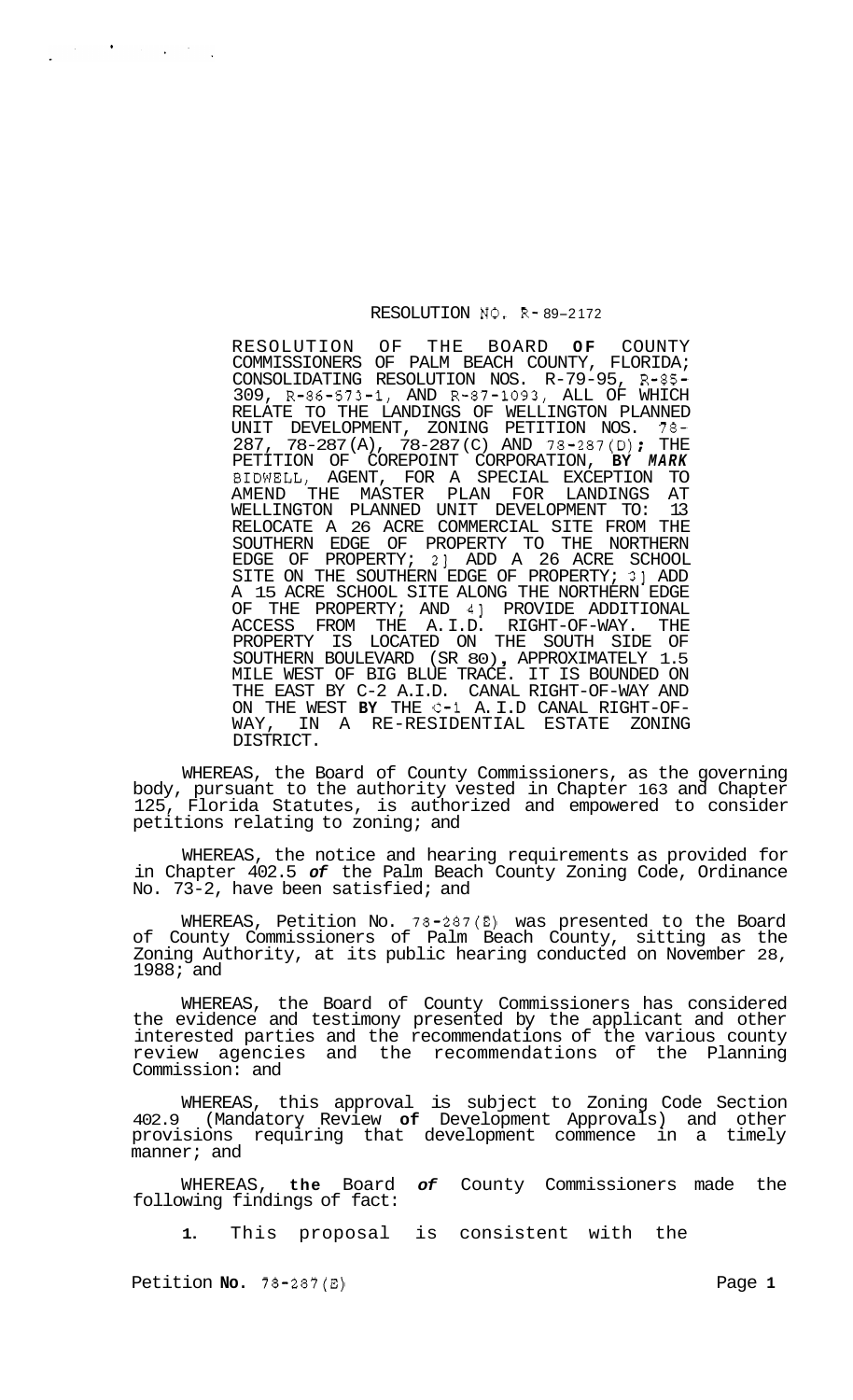# RESOLUTION NO. R-89-2172

RESOLUTION OF THE BOARD **OF** COUNTY COMMISSIONERS OF PALM BEACH COUNTY, FLORIDA; CONSOLIDATING RESOLUTION NOS. R-79-95, R-85-309, R-86-573-1, AND R-87-1093, ALL OF WHICH RELATE TO THE LANDINGS OF WELLINGTON PLANNED UNIT DEVELOPMENT, ZONING PETITION NOS. 78-287, 78-287(A), 78-287(C) AND 78-287(D); THE PETITION OF COREPOINT CORPORATION, **BY** *MARK* BIDWELL, AGENT, FOR A SPECIAL EXCEPTION TO AMEND THE MASTER PLAN FOR LANDINGS AT WELLINGTON PLANNED UNIT DEVELOPMENT TO: 13 RELOCATE A 26 ACRE COMMERCIAL SITE FROM THE SOUTHERN EDGE OF PROPERTY TO THE NORTHERN EDGE OF PROPERTY; 2] ADD A 26 ACRE SCHOOL SITE ON THE SOUTHERN EDGE OF PROPERTY; 3] ADD A 15 ACRE SCHOOL SITE ALONG THE NORTHERN EDGE OF THE PROPERTY; AND 4] PROVIDE ADDITIONAL ACCESS FROM THE A.I.D. RIGHT-OF-WAY. THE PROPERTY IS LOCATED ON THE SOUTH SIDE OF SOUTHERN BOULEVARD (SR 80), APPROXIMATELY 1.5 MILE WEST OF BIG BLUE TRACE. IT IS BOUNDED ON THE EAST BY C-2 A.I.D. CANAL RIGHT-OF-WAY AND ON THE WEST **BY** THE C-1 A.I.D CANAL RIGHT-OF-WAY, IN A RE-RESIDENTIAL ESTATE ZONING DISTRICT.

WHEREAS, the Board of County Commissioners, as the governing body, pursuant to the authority vested in Chapter 163 and Chapter 125, Florida Statutes, is authorized and empowered to consider petitions relating to zoning; and

WHEREAS, the notice and hearing requirements as provided for in Chapter 402.5 *of* the Palm Beach County Zoning Code, Ordinance No. 73-2, have been satisfied; and

WHEREAS, Petition No. 78-287(E) was presented to the Board of County Commissioners of Palm Beach County, sitting as the Zoning Authority, at its public hearing conducted on November 28, 1988; and

WHEREAS, the Board of County Commissioners has considered the evidence and testimony presented by the applicant and other interested parties and the recommendations of the various county review agencies and the recommendations of the Planning Commission: and

WHEREAS, this approval is subject to Zoning Code Section 402.9 (Mandatory Review **of** Development Approvals) and other provisions requiring that development commence in a timely manner; and

WHEREAS, **the** Board *of* County Commissioners made the following findings of fact:

**1.** This proposal is consistent with the

Petition **No.** 78-287(E)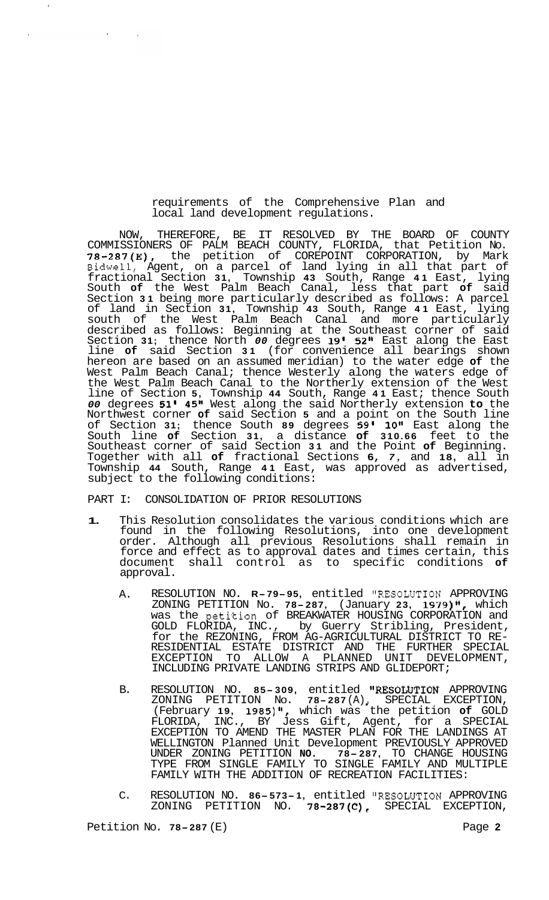requirements of the Comprehensive Plan and local land development regulations.

NOW, THEREFORE, BE IT RESOLVED BY THE BOARD OF COUNTY COMMISSIONERS OF PALM BEACH COUNTY, FLORIDA, that Petition No. **78-287(E)**, the petition of COREPOINT CORPORATION, by Mark Bidwell, Agent, on a parcel of land lying in all that part of fractional Section **31**, Township **43** South, Range **41** East, lying South **of** the West Palm Beach Canal, less that part **of** said Section **31** being more particularly described as follows: A parcel of land in Section **31**, Township **43** South, Range **41** East, lying south of the West Palm Beach Canal and more particularly described as follows: Beginning at the Southeast corner of said Section **31**; thence North *00* degrees **19' 52"** East along the East line **of** said Section **31** (for convenience all bearings shown hereon are based on an assumed meridian) to the water edge **of** the West Palm Beach Canal; thence Westerly along the waters edge of the West Palm Beach Canal to the Northerly extension of the West line of Section **5**, Township **44** South, Range **41** East; thence South *00* degrees **51' 45"** West along the said Northerly extension **to** the Northwest corner **of** said Section **5** and a point on the South line of Section **31**; thence South **89** degrees **59' 10"** East along the South line **of** Section **31**, a distance **of 310.66** feet to the Southeast corner of said Section **31** and the Point **of** Beginning. Together with all **of** fractional Sections **6**, *7*, and **18**, all in Township **44** South, Range **41** East, was approved as advertised, subject to the following conditions:

PART I: CONSOLIDATION OF PRIOR RESOLUTIONS

**1.** This Resolution consolidates the various conditions which are found in the following Resolutions, into one development order. Although all previous Resolutions shall remain in force and effect as to approval dates and times certain, this document shall control as to specific conditions **of** approval.

   A. RESOLUTION NO. **R-79-95**, entitled "RESOLUTION APPROVING ZONING PETITION No. **78-287**, (January **23**, **1979)"**, which was the petition of BREAKWATER HOUSING CORPORATION and GOLD FLORIDA, INC., by Guerry Stribling, President, for the REZONING, FROM AG-AGRICULTURAL DISTRICT TO RE-RESIDENTIAL ESTATE DISTRICT AND THE FURTHER SPECIAL EXCEPTION TO ALLOW A PLANNED UNIT DEVELOPMENT, INCLUDING PRIVATE LANDING STRIPS AND GLIDEPORT;

   B. RESOLUTION NO. **85-309**, entitled **"RESOLUTION** APPROVING ZONING PETITION No. **78-287**(A), SPECIAL EXCEPTION, (February **19**, **1985**)", which was the petition **of** GOLD FLORIDA, INC., BY Jess Gift, Agent, for a SPECIAL EXCEPTION TO AMEND THE MASTER PLAN FOR THE LANDINGS AT WELLINGTON Planned Unit Development PREVIOUSLY APPROVED UNDER ZONING PETITION **NO. 78-287**, TO CHANGE HOUSING TYPE FROM SINGLE FAMILY TO SINGLE FAMILY AND MULTIPLE FAMILY WITH THE ADDITION OF RECREATION FACILITIES:

   C. RESOLUTION NO. **86-573-1**, entitled "RESOLUTION APPROVING ZONING PETITION NO. **78-287(C)**, SPECIAL EXCEPTION,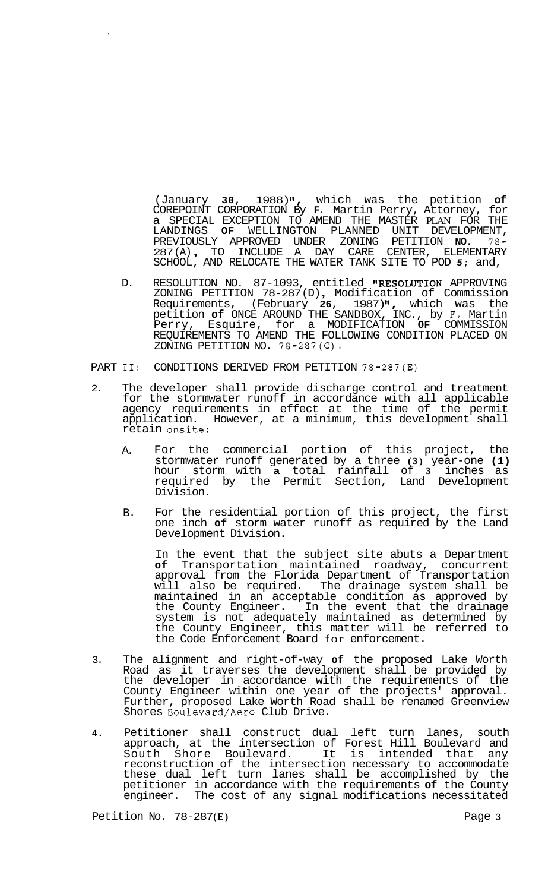(January **30**, 1988)**"**, which was the petition **of** COREPOINT CORPORATION By **F.** Martin Perry, Attorney, for a SPECIAL EXCEPTION TO AMEND THE MASTER PLAN FOR THE LANDINGS **OF** WELLINGTON PLANNED UNIT DEVELOPMENT, PREVIOUSLY APPROVED UNDER ZONING PETITION **NO.** 78-287(A)**,** TO INCLUDE A DAY CARE CENTER, ELEMENTARY SCHOOL, AND RELOCATE THE WATER TANK SITE TO POD *5*; and,

D. RESOLUTION NO. 87-1093, entitled **"RESOLUTION** APPROVING ZONING PETITION 78-287(D)**,** Modification of Commission Requirements, (February **26**, 1987)**"**, which was the petition **of** ONCE AROUND THE SANDBOX, INC., by F. Martin Perry, Esquire, for a MODIFICATION **OF** COMMISSION REQUIREMENTS TO AMEND THE FOLLOWING CONDITION PLACED ON ZONING PETITION NO. 78-287(C).

PART II: CONDITIONS DERIVED FROM PETITION 78-287(E)

2. The developer shall provide discharge control and treatment for the stormwater runoff in accordance with all applicable agency requirements in effect at the time of the permit application. However, at a minimum, this development shall retain onsite:

   A. For the commercial portion of this project, the stormwater runoff generated by a three **(3)** year-one **(1)** hour storm with **a** total rainfall of **3** inches as required by the Permit Section, Land Development Division.

   B. For the residential portion of this project, the first one inch **of** storm water runoff as required by the Land Development Division.

   In the event that the subject site abuts a Department **of** Transportation maintained roadway, concurrent approval from the Florida Department of Transportation will also be required. The drainage system shall be maintained in an acceptable condition as approved by the County Engineer. In the event that the drainage system is not adequately maintained as determined by the County Engineer, this matter will be referred to the Code Enforcement Board for enforcement.

3. The alignment and right-of-way **of** the proposed Lake Worth Road as it traverses the development shall be provided by the developer in accordance with the requirements of the County Engineer within one year of the projects' approval. Further, proposed Lake Worth Road shall be renamed Greenview Shores Boulevard/Aero Club Drive.

**4**. Petitioner shall construct dual left turn lanes, south approach, at the intersection of Forest Hill Boulevard and South Shore Boulevard. It is intended that any reconstruction of the intersection necessary to accommodate these dual left turn lanes shall be accomplished by the petitioner in accordance with the requirements **of** the County engineer. The cost of any signal modifications necessitated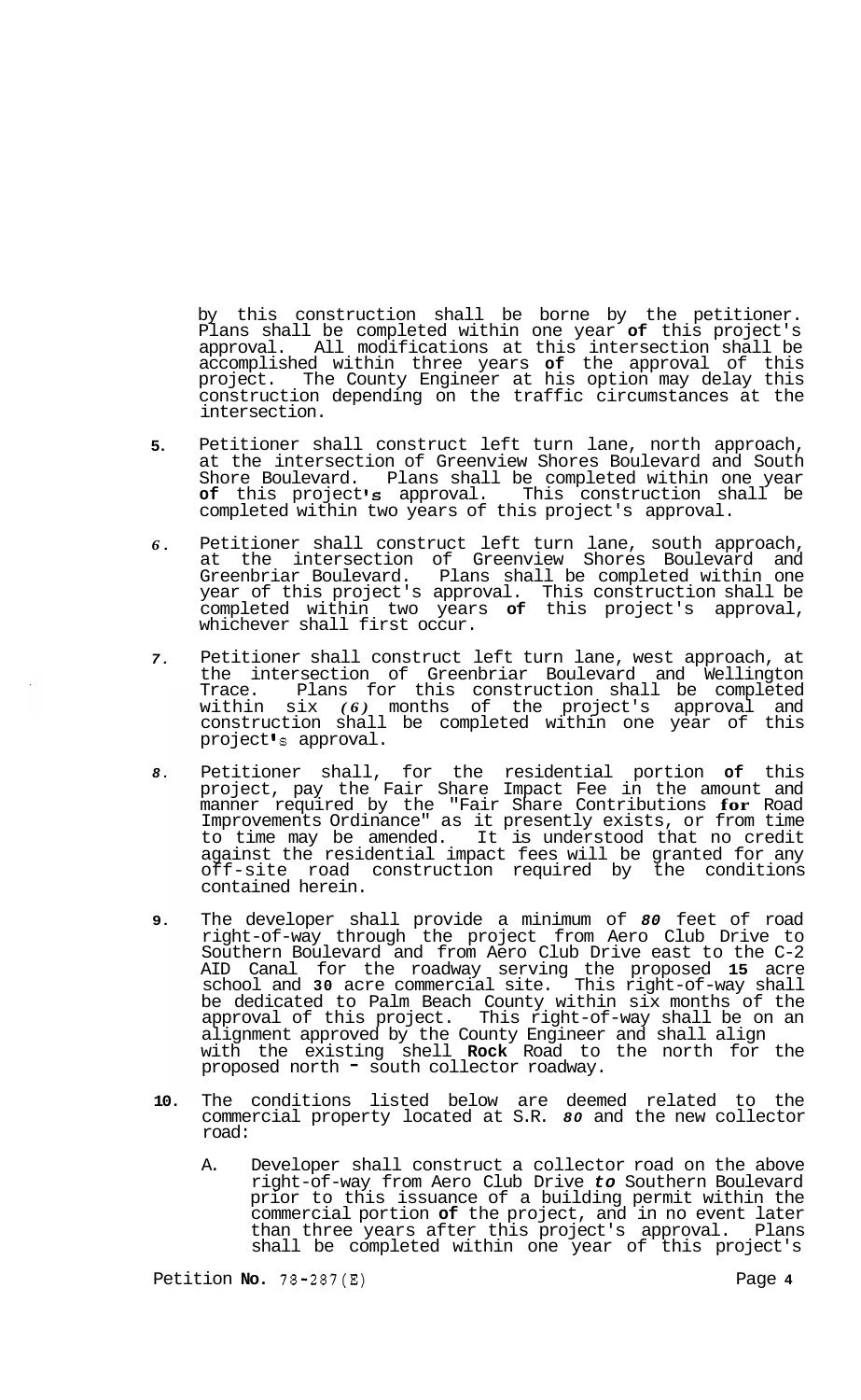by this construction shall be borne by the petitioner. Plans shall be completed within one year of this project's approval. All modifications at this intersection shall be accomplished within three years of the approval of this project. The County Engineer at his option may delay this construction depending on the traffic circumstances at the intersection.

5. Petitioner shall construct left turn lane, north approach, at the intersection of Greenview Shores Boulevard and South Shore Boulevard. Plans shall be completed within one year of this project's approval. This construction shall be completed within two years of this project's approval.

6. Petitioner shall construct left turn lane, south approach, at the intersection of Greenview Shores Boulevard and Greenbriar Boulevard. Plans shall be completed within one year of this project's approval. This construction shall be completed within two years of this project's approval, whichever shall first occur.

7. Petitioner shall construct left turn lane, west approach, at the intersection of Greenbriar Boulevard and Wellington Trace. Plans for this construction shall be completed within six *(6)* months of the project's approval and construction shall be completed within one year of this project's approval.

8. Petitioner shall, for the residential portion of this project, pay the Fair Share Impact Fee in the amount and manner required by the "Fair Share Contributions for Road Improvements Ordinance" as it presently exists, or from time to time may be amended. It is understood that no credit against the residential impact fees will be granted for any off-site road construction required by the conditions contained herein.

9. The developer shall provide a minimum of *80* feet of road right-of-way through the project from Aero Club Drive to Southern Boulevard and from Aero Club Drive east to the C-2 AID Canal for the roadway serving the proposed **15** acre school and **30** acre commercial site. This right-of-way shall be dedicated to Palm Beach County within six months of the approval of this project. This right-of-way shall be on an alignment approved by the County Engineer and shall align with the existing shell **Rock** Road to the north for the proposed north - south collector roadway.

10. The conditions listed below are deemed related to the commercial property located at S.R. *80* and the new collector road:

    A. Developer shall construct a collector road on the above right-of-way from Aero Club Drive *to* Southern Boulevard prior to this issuance of a building permit within the commercial portion of the project, and in no event later than three years after this project's approval. Plans shall be completed within one year of this project's

Petition No. 78-287(E)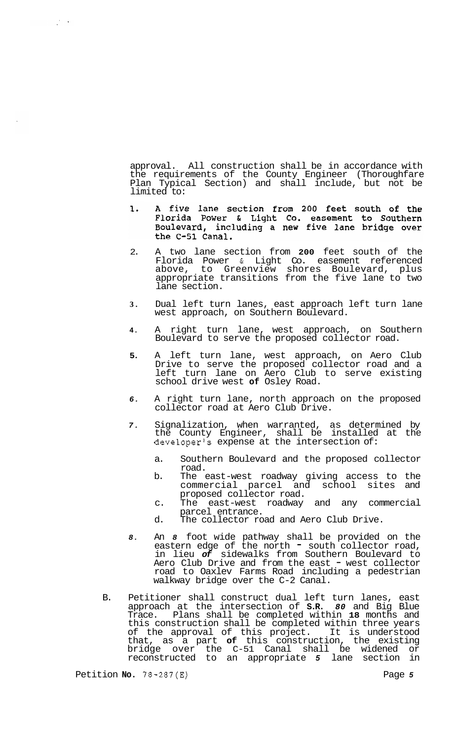approval. All construction shall be in accordance with the requirements of the County Engineer (Thoroughfare Plan Typical Section) and shall include, but not be limited to:

1. **A five lane section from 200 feet south of the Florida Power & Light Co. easement to Southern Boulevard, including a new five lane bridge over the C-51 Canal.**

2. A two lane section from **200** feet south of the Florida Power & Light Co. easement referenced above, to Greenview shores Boulevard, plus appropriate transitions from the five lane to two lane section.

3. Dual left turn lanes, east approach left turn lane west approach, on Southern Boulevard.

4. A right turn lane, west approach, on Southern Boulevard to serve the proposed collector road.

5. A left turn lane, west approach, on Aero Club Drive to serve the proposed collector road and a left turn lane on Aero Club to serve existing school drive west **of** Osley Road.

6. A right turn lane, north approach on the proposed collector road at Aero Club Drive.

7. Signalization, when warranted, as determined by the County Engineer, shall be installed at the developer's expense at the intersection of:

   a. Southern Boulevard and the proposed collector road.
   b. The east-west roadway giving access to the commercial parcel and school sites and proposed collector road.
   c. The east-west roadway and any commercial parcel entrance.
   d. The collector road and Aero Club Drive.

8. An *8* foot wide pathway shall be provided on the eastern edge of the north - south collector road, in lieu ***of*** sidewalks from Southern Boulevard to Aero Club Drive and from the east - west collector road to Oaxlev Farms Road including a pedestrian walkway bridge over the C-2 Canal.

B. Petitioner shall construct dual left turn lanes, east approach at the intersection of **S.R.** ***80*** and Big Blue Trace. Plans shall be completed within **18** months and this construction shall be completed within three years of the approval of this project. It is understood that, as a part **of** this construction, the existing bridge over the C-51 Canal shall be widened or reconstructed to an appropriate *5* lane section in

Petition **No.** 78-287(E)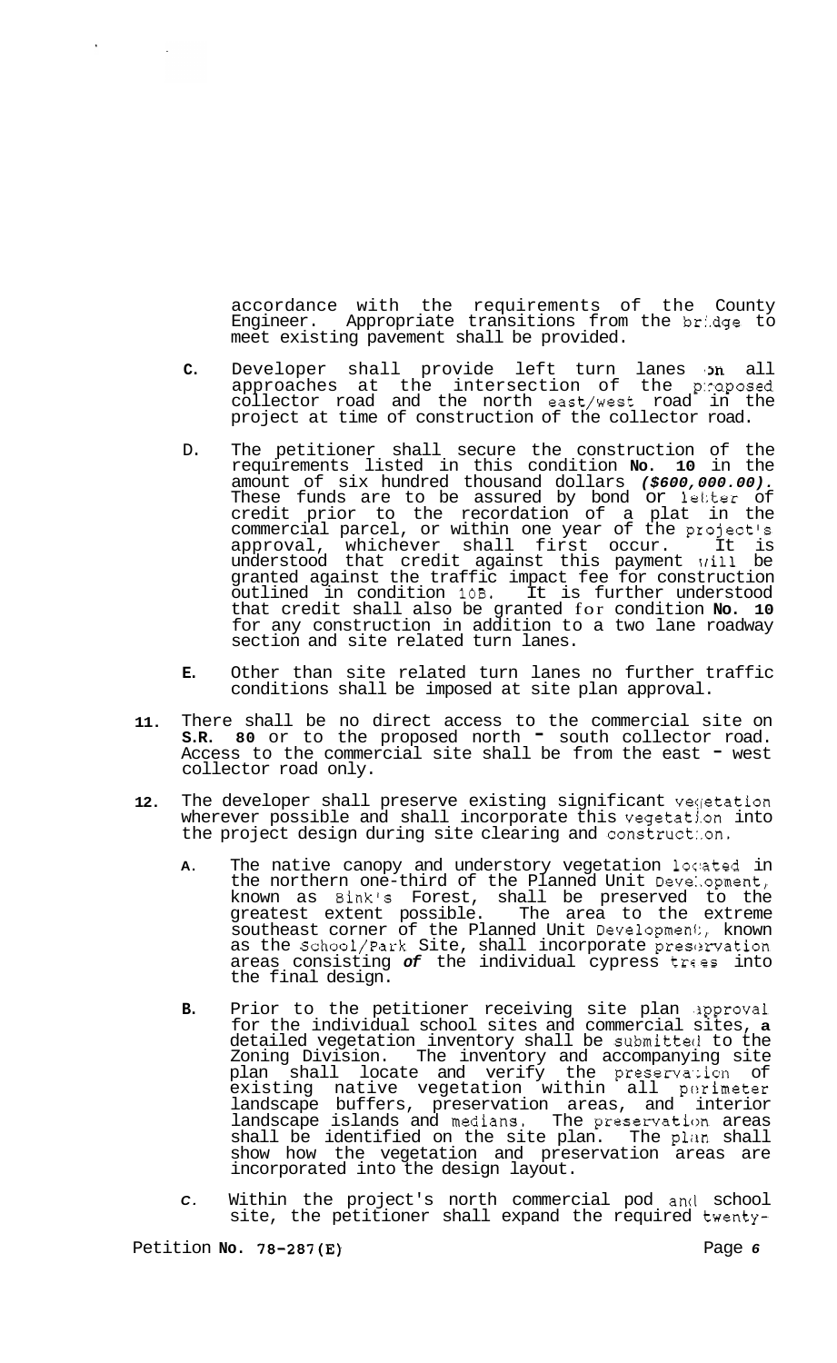accordance with the requirements of the County Engineer. Appropriate transitions from the bridge to meet existing pavement shall be provided.

C. Developer shall provide left turn lanes on all approaches at the intersection of the proposed collector road and the north east/west road in the project at time of construction of the collector road.

D. The petitioner shall secure the construction of the requirements listed in this condition **No. 10** in the amount of six hundred thousand dollars ***($600,000.00).*** These funds are to be assured by bond or letter of credit prior to the recordation of a plat in the commercial parcel, or within one year of the project's approval, whichever shall first occur. It is understood that credit against this payment will be granted against the traffic impact fee for construction outlined in condition 10B. It is further understood that credit shall also be granted for condition **No. 10** for any construction in addition to a two lane roadway section and site related turn lanes.

E. Other than site related turn lanes no further traffic conditions shall be imposed at site plan approval.

11. There shall be no direct access to the commercial site on **S.R. 80** or to the proposed north - south collector road. Access to the commercial site shall be from the east - west collector road only.

12. The developer shall preserve existing significant vegetation wherever possible and shall incorporate this vegetation into the project design during site clearing and construction.

A. The native canopy and understory vegetation located in the northern one-third of the Planned Unit Development, known as Bink's Forest, shall be preserved to the greatest extent possible. The area to the extreme southeast corner of the Planned Unit Development, known as the School/Park Site, shall incorporate preservation areas consisting *of* the individual cypress trees into the final design.

B. Prior to the petitioner receiving site plan approval for the individual school sites and commercial sites, **a** detailed vegetation inventory shall be submitted to the Zoning Division. The inventory and accompanying site plan shall locate and verify the preservation of existing native vegetation within all perimeter landscape buffers, preservation areas, and interior landscape islands and medians. The preservation areas shall be identified on the site plan. The plan shall show how the vegetation and preservation areas are incorporated into the design layout.

*C*. Within the project's north commercial pod and school site, the petitioner shall expand the required twenty-

Petition **No. 78-287(E)**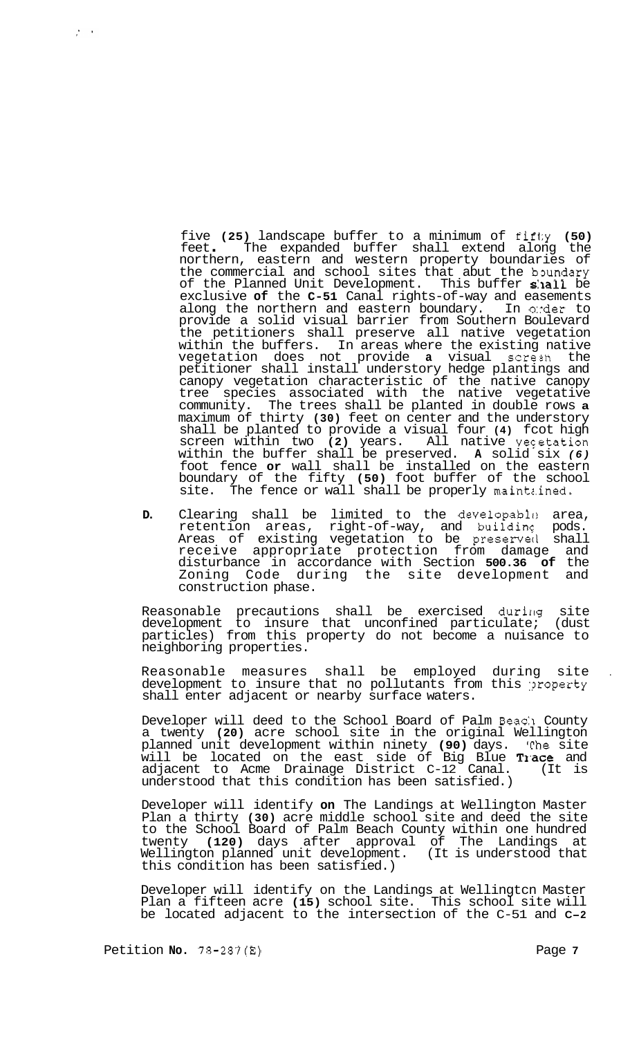five **(25)** landscape buffer to a minimum of fifty **(50)** feet**.** The expanded buffer shall extend along the northern, eastern and western property boundaries of the commercial and school sites that abut the boundary of the Planned Unit Development. This buffer **shall** be exclusive **of** the **C-51** Canal rights-of-way and easements along the northern and eastern boundary. In order to provide a solid visual barrier from Southern Boulevard the petitioners shall preserve all native vegetation within the buffers. In areas where the existing native vegetation does not provide **a** visual screen the petitioner shall install understory hedge plantings and canopy vegetation characteristic of the native canopy tree species associated with the native vegetative community. The trees shall be planted in double rows **a** maximum of thirty **(30)** feet on center and the understory shall be planted to provide a visual four **(4)** foot high screen within two **(2)** years. All native vegetation within the buffer shall be preserved. **A** solid six *(6)* foot fence **or** wall shall be installed on the eastern boundary of the fifty **(50)** foot buffer of the school site. The fence or wall shall be properly maintained.

**D.** Clearing shall be limited to the developable area, retention areas, right-of-way, and building pods. Areas of existing vegetation to be preserved shall receive appropriate protection from damage and disturbance in accordance with Section **500.36 of** the Zoning Code during the site development and construction phase.

Reasonable precautions shall be exercised during site development to insure that unconfined particulate; (dust particles) from this property do not become a nuisance to neighboring properties.

Reasonable measures shall be employed during site development to insure that no pollutants from this property shall enter adjacent or nearby surface waters.

Developer will deed to the School Board of Palm Beach County a twenty **(20)** acre school site in the original Wellington planned unit development within ninety **(90)** days. The site will be located on the east side of Big Blue **Trace** and adjacent to Acme Drainage District C-12 Canal. (It is understood that this condition has been satisfied.)

Developer will identify **on** The Landings at Wellington Master Plan a thirty **(30)** acre middle school site and deed the site to the School Board of Palm Beach County within one hundred twenty **(120)** days after approval of The Landings at Wellington planned unit development. (It is understood that this condition has been satisfied.)

Developer will identify on the Landings at Wellington Master Plan a fifteen acre **(15)** school site. This school site will be located adjacent to the intersection of the C-51 and **C-2**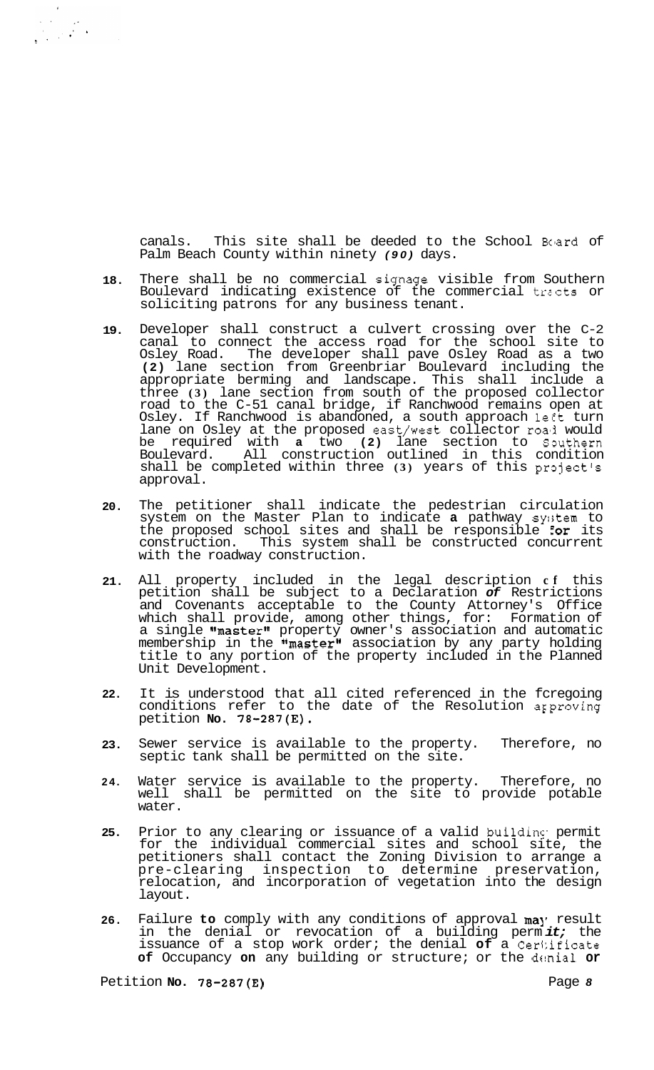canals. This site shall be deeded to the School Board of Palm Beach County within ninety *(90)* days.

18. There shall be no commercial signage visible from Southern Boulevard indicating existence of the commercial tracts or soliciting patrons for any business tenant.

19. Developer shall construct a culvert crossing over the C-2 canal to connect the access road for the school site to Osley Road. The developer shall pave Osley Road as a two (2) lane section from Greenbriar Boulevard including the appropriate berming and landscape. This shall include a three (3) lane section from south of the proposed collector road to the C-51 canal bridge, if Ranchwood remains open at Osley. If Ranchwood is abandoned, a south approach left turn lane on Osley at the proposed east/west collector road would be required with **a** two (2) lane section to Southern Boulevard. All construction outlined in this condition shall be completed within three (3) years of this project's approval.

20. The petitioner shall indicate the pedestrian circulation system on the Master Plan to indicate **a** pathway system to the proposed school sites and shall be responsible for its construction. This system shall be constructed concurrent with the roadway construction.

21. All property included in the legal description of this petition shall be subject to a Declaration *of* Restrictions and Covenants acceptable to the County Attorney's Office which shall provide, among other things, for: Formation of a single "master" property owner's association and automatic membership in the "master" association by any party holding title to any portion of the property included in the Planned Unit Development.

22. It is understood that all cited referenced in the foregoing conditions refer to the date of the Resolution approving petition **No. 78-287(E).**

23. Sewer service is available to the property. Therefore, no septic tank shall be permitted on the site.

24. Water service is available to the property. Therefore, no well shall be permitted on the site to provide potable water.

25. Prior to any clearing or issuance of a valid building permit for the individual commercial sites and school site, the petitioners shall contact the Zoning Division to arrange a pre-clearing inspection to determine preservation, relocation, and incorporation of vegetation into the design layout.

26. Failure **to** comply with any conditions of approval may result in the denial or revocation of a building perm*it;* the issuance of a stop work order; the denial **of** a Certificate **of** Occupancy **on** any building or structure; or the denial **or**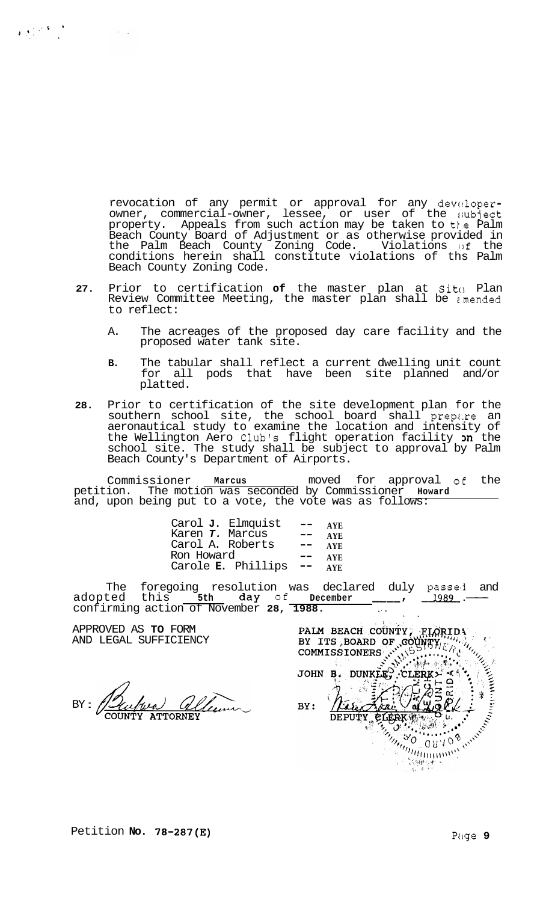revocation of any permit or approval for any developer-owner, commercial-owner, lessee, or user of the subject property. Appeals from such action may be taken to the Palm Beach County Board of Adjustment or as otherwise provided in the Palm Beach County Zoning Code. Violations of the conditions herein shall constitute violations of ths Palm Beach County Zoning Code.

27. Prior to certification of the master plan at Site Plan Review Committee Meeting, the master plan shall be amended to reflect:

   A. The acreages of the proposed day care facility and the proposed water tank site.

   B. The tabular shall reflect a current dwelling unit count for all pods that have been site planned and/or platted.

28. Prior to certification of the site development plan for the southern school site, the school board shall prepare an aeronautical study to examine the location and intensity of the Wellington Aero Club's flight operation facility on the school site. The study shall be subject to approval by Palm Beach County's Department of Airports.

Commissioner **Marcus** moved for approval of the petition. The motion was seconded by Commissioner **Howard** and, upon being put to a vote, the vote was as follows:

| | | |
|---|---|---|
| Carol J. Elmquist | -- | AYE |
| Karen T. Marcus | -- | AYE |
| Carol A. Roberts | -- | AYE |
| Ron Howard | -- | AYE |
| Carole E. Phillips | -- | AYE |

The foregoing resolution was declared duly passed and adopted this **5th day** of **December**, **1989**, confirming action of November **28, 1988**.

APPROVED AS TO FORM AND LEGAL SUFFICIENCY

BY: COUNTY ATTORNEY

PALM BEACH COUNTY, FLORIDA
BY ITS BOARD OF COUNTY COMMISSIONERS

JOHN B. DUNKLE, CLERK

BY: DEPUTY CLERK

Petition No. 78-287(E)